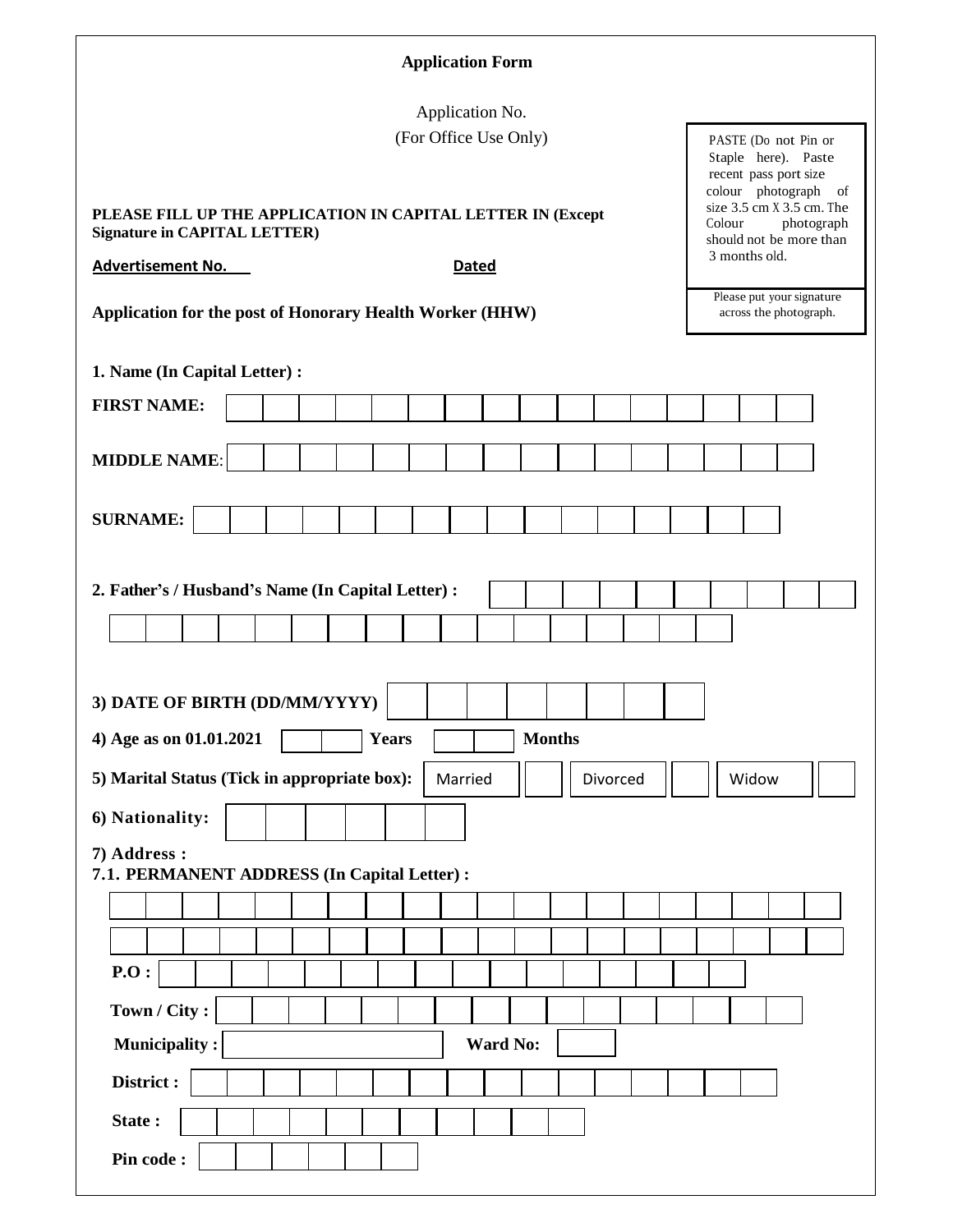## Application Form

Application No.
(For Office Use Only)

PASTE (Do not Pin or Staple here). Paste recent pass port size colour photograph of size 3.5 cm X 3.5 cm. The Colour photograph should not be more than 3 months old.

Please put your signature across the photograph.

**PLEASE FILL UP THE APPLICATION IN CAPITAL LETTER IN (Except Signature in CAPITAL LETTER)**

**Advertisement No.** **Dated**

**Application for the post of Honorary Health Worker (HHW)**

**1. Name (In Capital Letter) :**

**FIRST NAME:**

**MIDDLE NAME**:

**SURNAME:**

**2. Father's / Husband's Name (In Capital Letter) :**

**3) DATE OF BIRTH (DD/MM/YYYY)**

**4) Age as on 01.01.2021** **Years** **Months**

**5) Marital Status (Tick in appropriate box):** Married ☐ Divorced ☐ Widow ☐

**6) Nationality:**

**7) Address :**

**7.1. PERMANENT ADDRESS (In Capital Letter) :**

**P.O :**

**Town / City :**

**Municipality :** **Ward No:**

**District :**

**State :**

**Pin code :**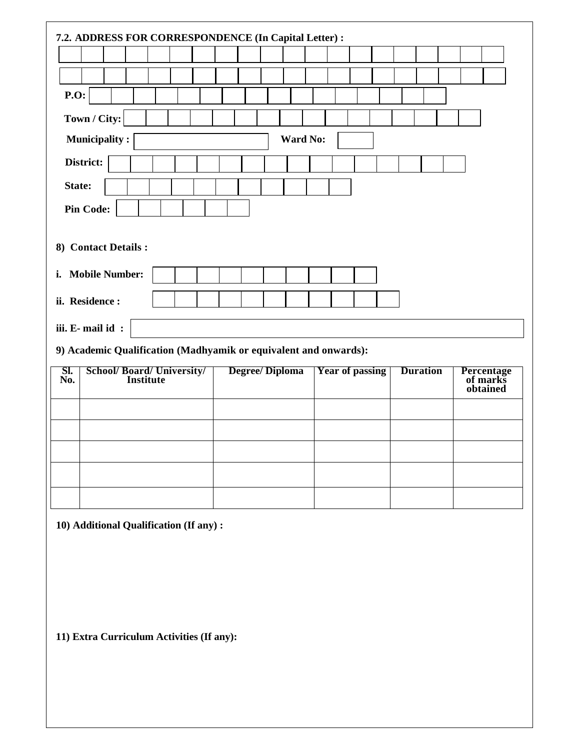**7.2. ADDRESS FOR CORRESPONDENCE (In Capital Letter) :**

| | | | | | | | | | | | | | | | | | | | |
|---|---|---|---|---|---|---|---|---|---|---|---|---|---|---|---|---|---|---|---|
| | | | | | | | | | | | | | | | | | | | |

**P.O:**

**Town / City:**

**Municipality :** &nbsp;&nbsp;&nbsp;&nbsp; **Ward No:**

**District:**

**State:**

**Pin Code:**

**8) Contact Details :**

**i. Mobile Number:**

**ii. Residence :**

**iii. E- mail id :**

**9) Academic Qualification (Madhyamik or equivalent and onwards):**

| Sl. No. | School/ Board/ University/ Institute | Degree/ Diploma | Year of passing | Duration | Percentage of marks obtained |
|---|---|---|---|---|---|
| | | | | | |
| | | | | | |
| | | | | | |
| | | | | | |
| | | | | | |

**10) Additional Qualification (If any) :**

**11) Extra Curriculum Activities (If any):**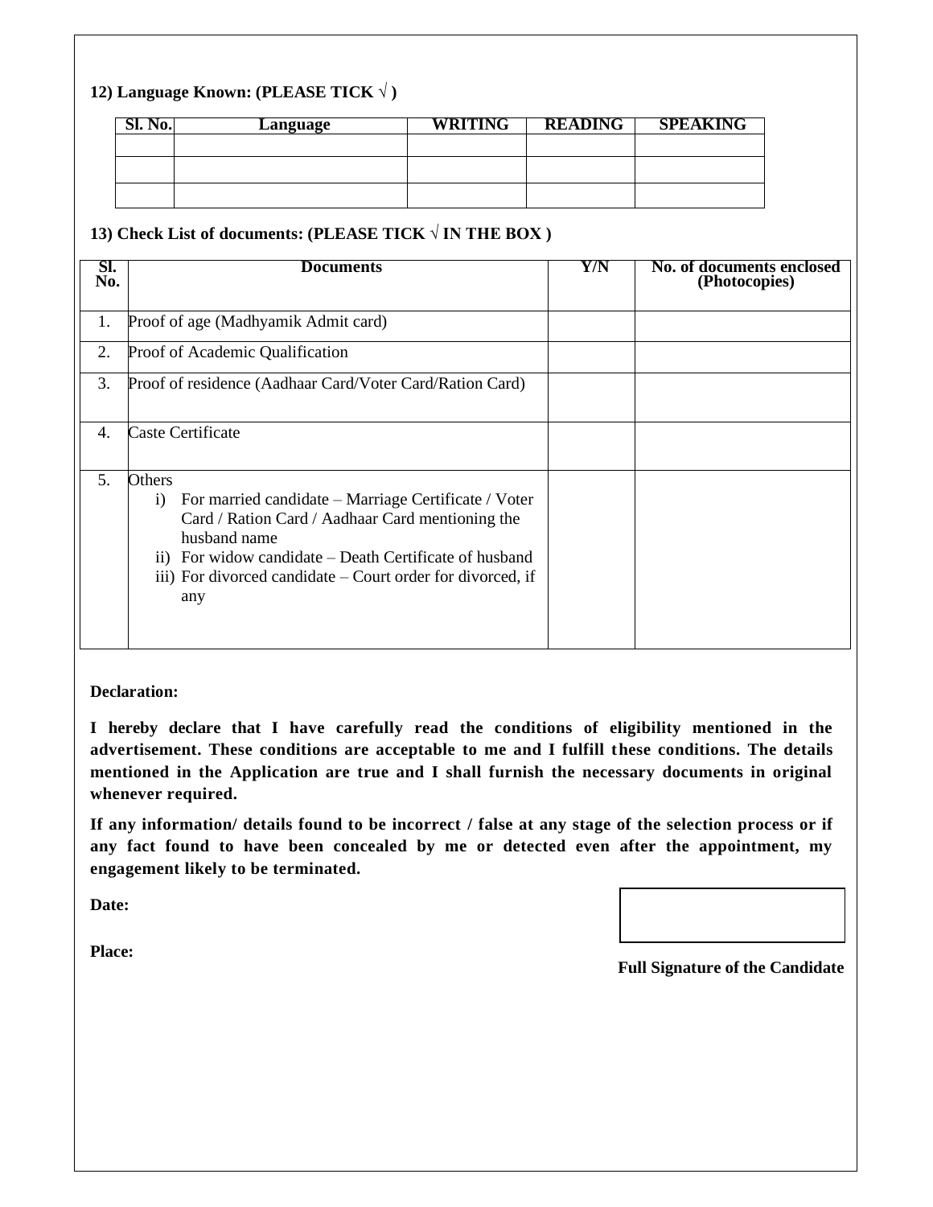**12) Language Known: (PLEASE TICK √ )**

| Sl. No. | Language | WRITING | READING | SPEAKING |
|---|---|---|---|---|
| | | | | |
| | | | | |
| | | | | |

**13) Check List of documents: (PLEASE TICK √ IN THE BOX )**

| Sl. No. | Documents | Y/N | No. of documents enclosed (Photocopies) |
|---|---|---|---|
| 1. | Proof of age (Madhyamik Admit card) | | |
| 2. | Proof of Academic Qualification | | |
| 3. | Proof of residence (Aadhaar Card/Voter Card/Ration Card) | | |
| 4. | Caste Certificate | | |
| 5. | Others<br>i) For married candidate – Marriage Certificate / Voter Card / Ration Card / Aadhaar Card mentioning the husband name<br>ii) For widow candidate – Death Certificate of husband<br>iii) For divorced candidate – Court order for divorced, if any | | |

**Declaration:**

**I hereby declare that I have carefully read the conditions of eligibility mentioned in the advertisement. These conditions are acceptable to me and I fulfill these conditions. The details mentioned in the Application are true and I shall furnish the necessary documents in original whenever required.**

**If any information/ details found to be incorrect / false at any stage of the selection process or if any fact found to have been concealed by me or detected even after the appointment, my engagement likely to be terminated.**

**Date:**

**Place:**

**Full Signature of the Candidate**